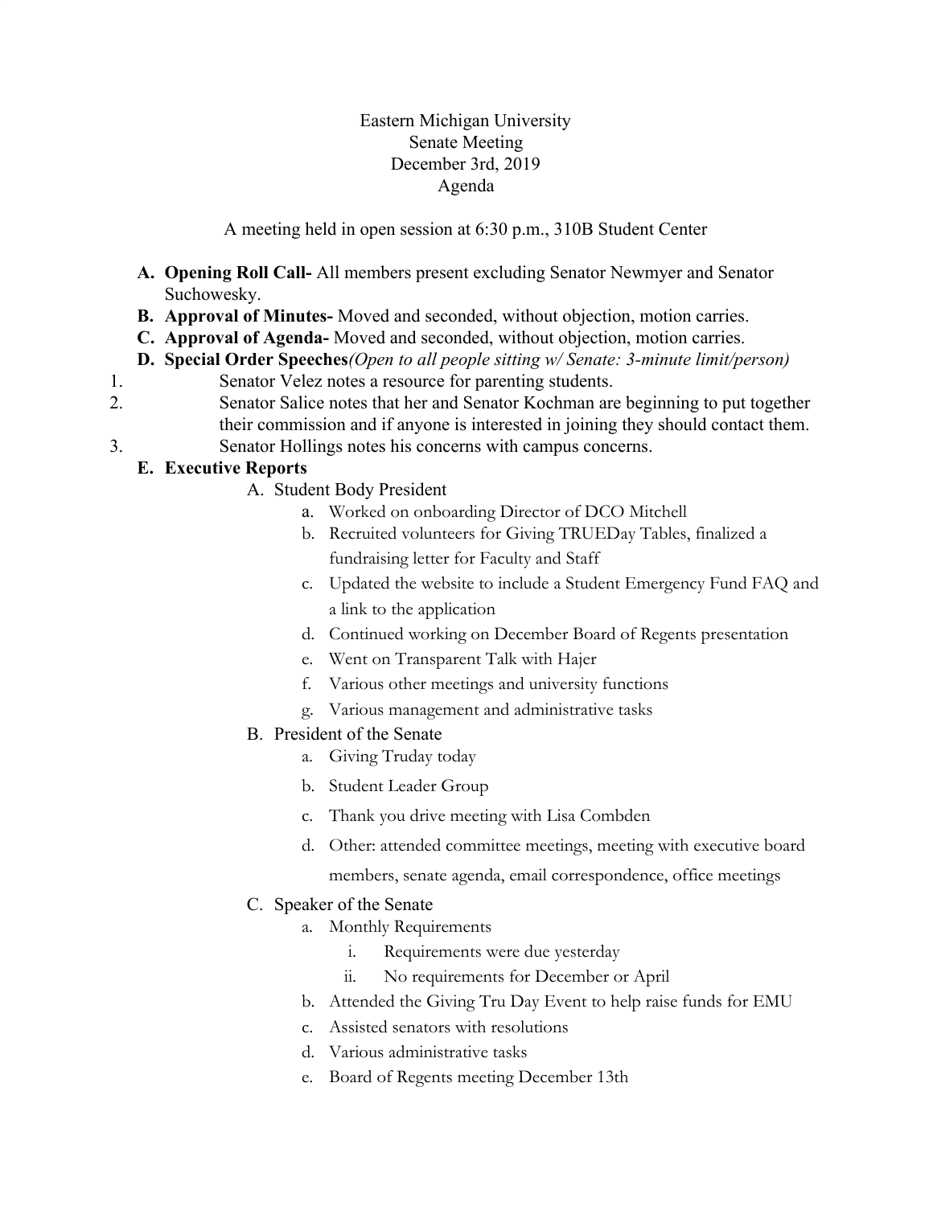Eastern Michigan University
Senate Meeting
December 3rd, 2019
Agenda

A meeting held in open session at 6:30 p.m., 310B Student Center

**A. Opening Roll Call-** All members present excluding Senator Newmyer and Senator Suchowesky.

**B. Approval of Minutes-** Moved and seconded, without objection, motion carries.

**C. Approval of Agenda-** Moved and seconded, without objection, motion carries.

**D. Special Order Speeches***(Open to all people sitting w/ Senate: 3-minute limit/person)*

1. Senator Velez notes a resource for parenting students.
2. Senator Salice notes that her and Senator Kochman are beginning to put together their commission and if anyone is interested in joining they should contact them.
3. Senator Hollings notes his concerns with campus concerns.

**E. Executive Reports**

A. Student Body President
   - a. Worked on onboarding Director of DCO Mitchell
   - b. Recruited volunteers for Giving TRUEDay Tables, finalized a fundraising letter for Faculty and Staff
   - c. Updated the website to include a Student Emergency Fund FAQ and a link to the application
   - d. Continued working on December Board of Regents presentation
   - e. Went on Transparent Talk with Hajer
   - f. Various other meetings and university functions
   - g. Various management and administrative tasks

B. President of the Senate
   - a. Giving Truday today
   - b. Student Leader Group
   - c. Thank you drive meeting with Lisa Combden
   - d. Other: attended committee meetings, meeting with executive board members, senate agenda, email correspondence, office meetings

C. Speaker of the Senate
   - a. Monthly Requirements
     - i. Requirements were due yesterday
     - ii. No requirements for December or April
   - b. Attended the Giving Tru Day Event to help raise funds for EMU
   - c. Assisted senators with resolutions
   - d. Various administrative tasks
   - e. Board of Regents meeting December 13th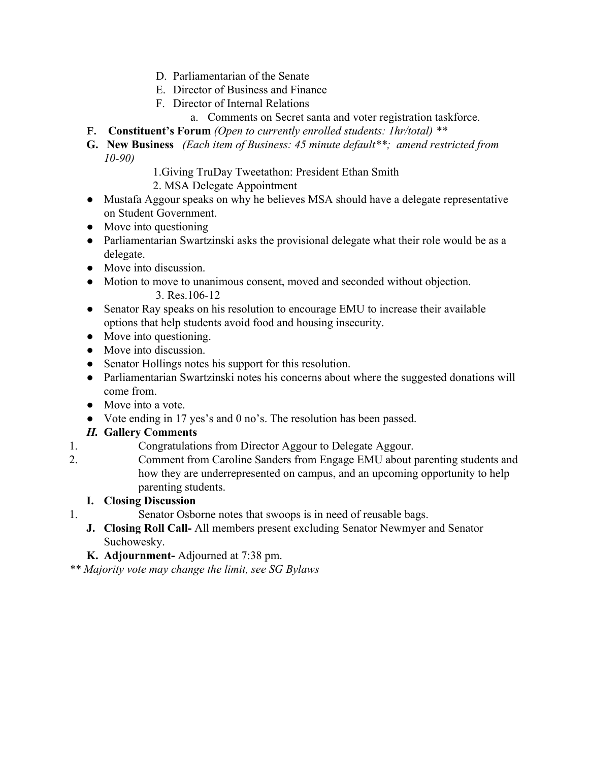- D. Parliamentarian of the Senate
- E. Director of Business and Finance
- F. Director of Internal Relations
  - a. Comments on Secret santa and voter registration taskforce.

**F. Constituent's Forum** *(Open to currently enrolled students: 1hr/total) \*\**

**G. New Business** *(Each item of Business: 45 minute default\*\*; amend restricted from 10-90)*

1. Giving TruDay Tweetathon: President Ethan Smith
2. MSA Delegate Appointment

- Mustafa Aggour speaks on why he believes MSA should have a delegate representative on Student Government.
- Move into questioning
- Parliamentarian Swartzinski asks the provisional delegate what their role would be as a delegate.
- Move into discussion.
- Motion to move to unanimous consent, moved and seconded without objection.

3. Res.106-12

- Senator Ray speaks on his resolution to encourage EMU to increase their available options that help students avoid food and housing insecurity.
- Move into questioning.
- Move into discussion.
- Senator Hollings notes his support for this resolution.
- Parliamentarian Swartzinski notes his concerns about where the suggested donations will come from.
- Move into a vote.
- Vote ending in 17 yes's and 0 no's. The resolution has been passed.

***H.* Gallery Comments**

1. Congratulations from Director Aggour to Delegate Aggour.
2. Comment from Caroline Sanders from Engage EMU about parenting students and how they are underrepresented on campus, and an upcoming opportunity to help parenting students.

**I. Closing Discussion**

1. Senator Osborne notes that swoops is in need of reusable bags.

**J. Closing Roll Call-** All members present excluding Senator Newmyer and Senator Suchowesky.

**K. Adjournment-** Adjourned at 7:38 pm.

*\*\* Majority vote may change the limit, see SG Bylaws*